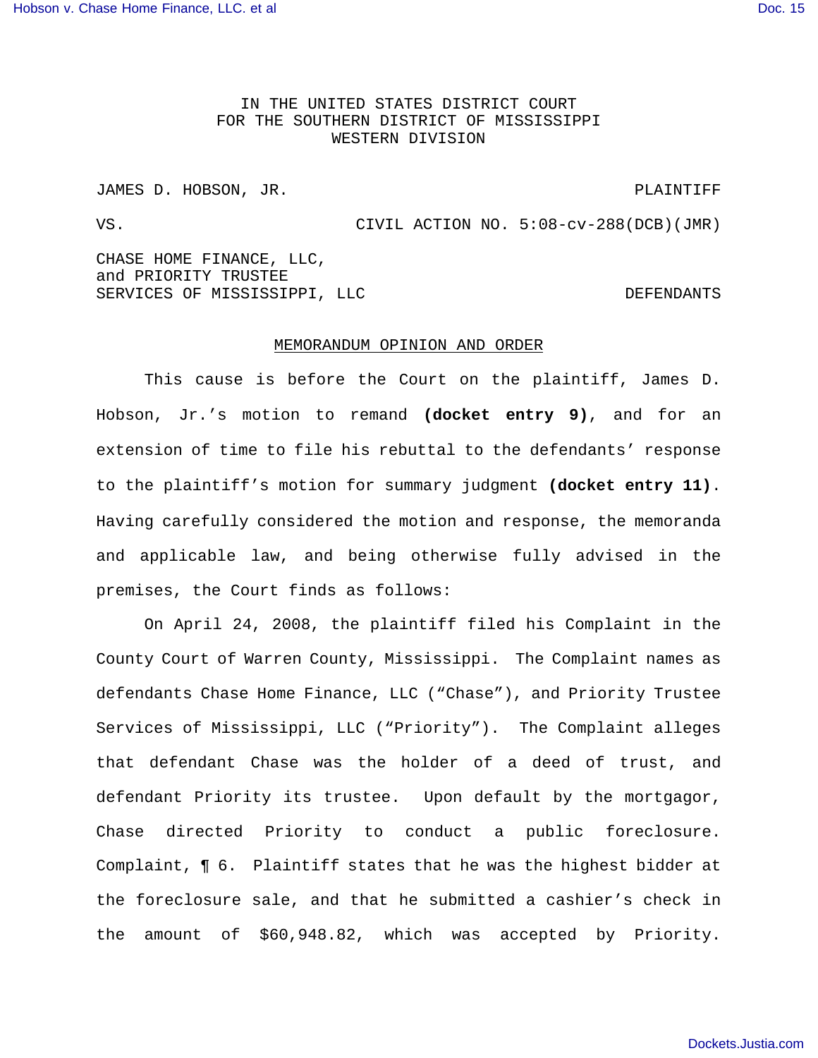IN THE UNITED STATES DISTRICT COURT
FOR THE SOUTHERN DISTRICT OF MISSISSIPPI
WESTERN DIVISION

JAMES D. HOBSON, JR. PLAINTIFF

VS. CIVIL ACTION NO. 5:08-cv-288(DCB)(JMR)

CHASE HOME FINANCE, LLC,
and PRIORITY TRUSTEE
SERVICES OF MISSISSIPPI, LLC DEFENDANTS

MEMORANDUM OPINION AND ORDER

This cause is before the Court on the plaintiff, James D. Hobson, Jr.'s motion to remand **(docket entry 9)**, and for an extension of time to file his rebuttal to the defendants' response to the plaintiff's motion for summary judgment **(docket entry 11)**. Having carefully considered the motion and response, the memoranda and applicable law, and being otherwise fully advised in the premises, the Court finds as follows:

On April 24, 2008, the plaintiff filed his Complaint in the County Court of Warren County, Mississippi. The Complaint names as defendants Chase Home Finance, LLC ("Chase"), and Priority Trustee Services of Mississippi, LLC ("Priority"). The Complaint alleges that defendant Chase was the holder of a deed of trust, and defendant Priority its trustee. Upon default by the mortgagor, Chase directed Priority to conduct a public foreclosure. Complaint, ¶ 6. Plaintiff states that he was the highest bidder at the foreclosure sale, and that he submitted a cashier's check in the amount of $60,948.82, which was accepted by Priority.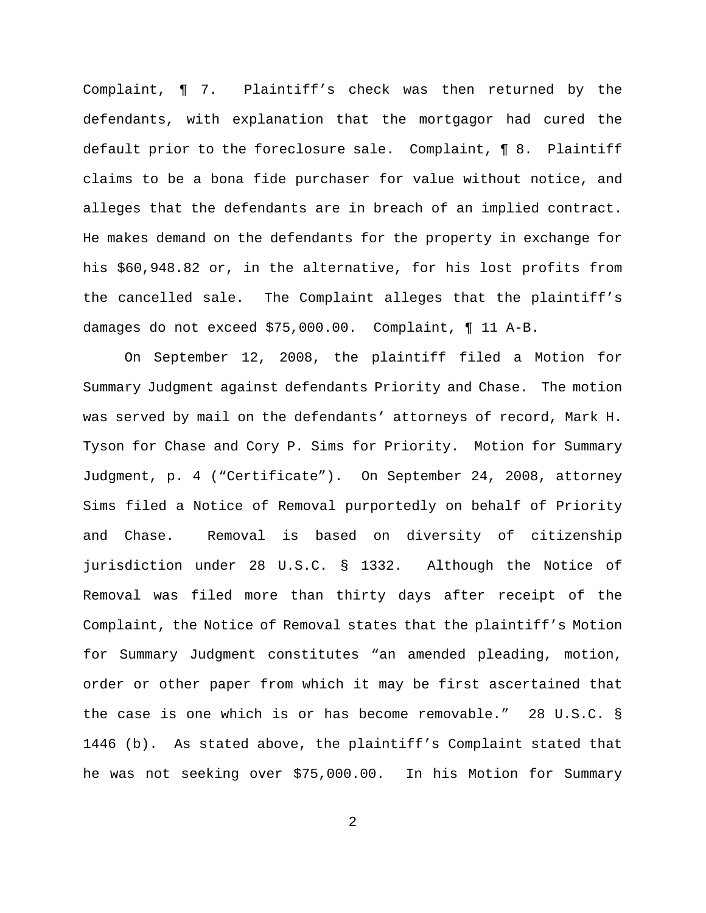Complaint, ¶ 7. Plaintiff's check was then returned by the defendants, with explanation that the mortgagor had cured the default prior to the foreclosure sale. Complaint, ¶ 8. Plaintiff claims to be a bona fide purchaser for value without notice, and alleges that the defendants are in breach of an implied contract. He makes demand on the defendants for the property in exchange for his $60,948.82 or, in the alternative, for his lost profits from the cancelled sale. The Complaint alleges that the plaintiff's damages do not exceed $75,000.00. Complaint, ¶ 11 A-B.

On September 12, 2008, the plaintiff filed a Motion for Summary Judgment against defendants Priority and Chase. The motion was served by mail on the defendants' attorneys of record, Mark H. Tyson for Chase and Cory P. Sims for Priority. Motion for Summary Judgment, p. 4 ("Certificate"). On September 24, 2008, attorney Sims filed a Notice of Removal purportedly on behalf of Priority and Chase. Removal is based on diversity of citizenship jurisdiction under 28 U.S.C. § 1332. Although the Notice of Removal was filed more than thirty days after receipt of the Complaint, the Notice of Removal states that the plaintiff's Motion for Summary Judgment constitutes "an amended pleading, motion, order or other paper from which it may be first ascertained that the case is one which is or has become removable." 28 U.S.C. § 1446 (b). As stated above, the plaintiff's Complaint stated that he was not seeking over $75,000.00. In his Motion for Summary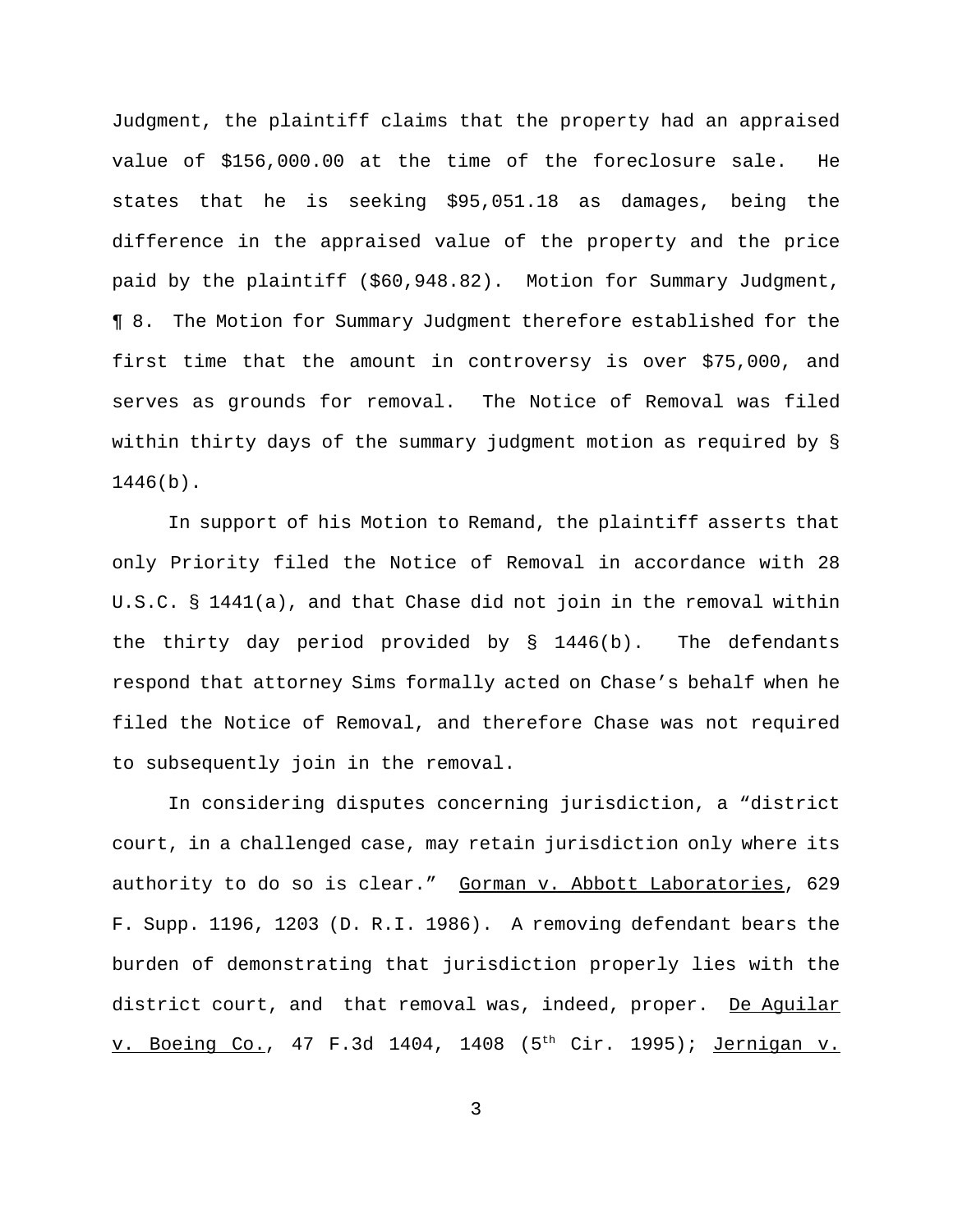Judgment, the plaintiff claims that the property had an appraised value of $156,000.00 at the time of the foreclosure sale. He states that he is seeking $95,051.18 as damages, being the difference in the appraised value of the property and the price paid by the plaintiff ($60,948.82). Motion for Summary Judgment, ¶ 8. The Motion for Summary Judgment therefore established for the first time that the amount in controversy is over $75,000, and serves as grounds for removal. The Notice of Removal was filed within thirty days of the summary judgment motion as required by § 1446(b).

In support of his Motion to Remand, the plaintiff asserts that only Priority filed the Notice of Removal in accordance with 28 U.S.C. § 1441(a), and that Chase did not join in the removal within the thirty day period provided by § 1446(b). The defendants respond that attorney Sims formally acted on Chase's behalf when he filed the Notice of Removal, and therefore Chase was not required to subsequently join in the removal.

In considering disputes concerning jurisdiction, a "district court, in a challenged case, may retain jurisdiction only where its authority to do so is clear." Gorman v. Abbott Laboratories, 629 F. Supp. 1196, 1203 (D. R.I. 1986). A removing defendant bears the burden of demonstrating that jurisdiction properly lies with the district court, and that removal was, indeed, proper. De Aguilar v. Boeing Co., 47 F.3d 1404, 1408 (5th Cir. 1995); Jernigan v.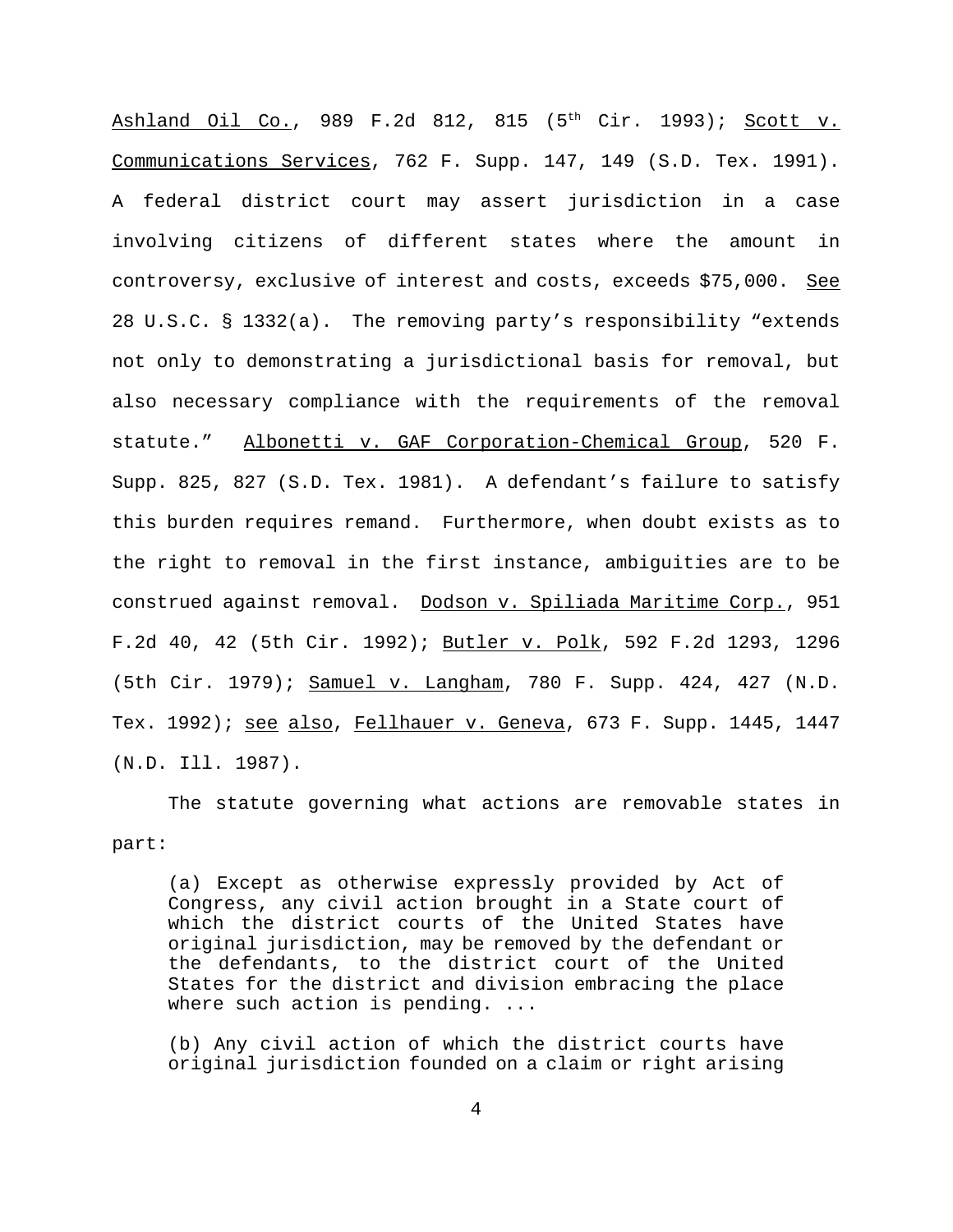Ashland Oil Co., 989 F.2d 812, 815 (5th Cir. 1993); Scott v. Communications Services, 762 F. Supp. 147, 149 (S.D. Tex. 1991). A federal district court may assert jurisdiction in a case involving citizens of different states where the amount in controversy, exclusive of interest and costs, exceeds $75,000. See 28 U.S.C. § 1332(a). The removing party's responsibility "extends not only to demonstrating a jurisdictional basis for removal, but also necessary compliance with the requirements of the removal statute." Albonetti v. GAF Corporation-Chemical Group, 520 F. Supp. 825, 827 (S.D. Tex. 1981). A defendant's failure to satisfy this burden requires remand. Furthermore, when doubt exists as to the right to removal in the first instance, ambiguities are to be construed against removal. Dodson v. Spiliada Maritime Corp., 951 F.2d 40, 42 (5th Cir. 1992); Butler v. Polk, 592 F.2d 1293, 1296 (5th Cir. 1979); Samuel v. Langham, 780 F. Supp. 424, 427 (N.D. Tex. 1992); see also, Fellhauer v. Geneva, 673 F. Supp. 1445, 1447 (N.D. Ill. 1987).

The statute governing what actions are removable states in part:

> (a) Except as otherwise expressly provided by Act of Congress, any civil action brought in a State court of which the district courts of the United States have original jurisdiction, may be removed by the defendant or the defendants, to the district court of the United States for the district and division embracing the place where such action is pending. ...
>
> (b) Any civil action of which the district courts have original jurisdiction founded on a claim or right arising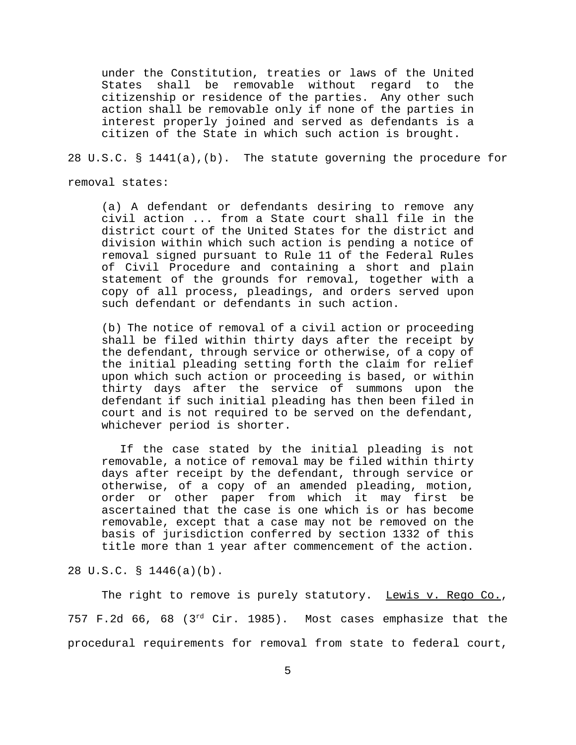> under the Constitution, treaties or laws of the United States shall be removable without regard to the citizenship or residence of the parties. Any other such action shall be removable only if none of the parties in interest properly joined and served as defendants is a citizen of the State in which such action is brought.

28 U.S.C. § 1441(a),(b). The statute governing the procedure for removal states:

> (a) A defendant or defendants desiring to remove any civil action ... from a State court shall file in the district court of the United States for the district and division within which such action is pending a notice of removal signed pursuant to Rule 11 of the Federal Rules of Civil Procedure and containing a short and plain statement of the grounds for removal, together with a copy of all process, pleadings, and orders served upon such defendant or defendants in such action.
>
> (b) The notice of removal of a civil action or proceeding shall be filed within thirty days after the receipt by the defendant, through service or otherwise, of a copy of the initial pleading setting forth the claim for relief upon which such action or proceeding is based, or within thirty days after the service of summons upon the defendant if such initial pleading has then been filed in court and is not required to be served on the defendant, whichever period is shorter.
>
> If the case stated by the initial pleading is not removable, a notice of removal may be filed within thirty days after receipt by the defendant, through service or otherwise, of a copy of an amended pleading, motion, order or other paper from which it may first be ascertained that the case is one which is or has become removable, except that a case may not be removed on the basis of jurisdiction conferred by section 1332 of this title more than 1 year after commencement of the action.

28 U.S.C. § 1446(a)(b).

The right to remove is purely statutory. Lewis v. Rego Co., 757 F.2d 66, 68 (3rd Cir. 1985). Most cases emphasize that the procedural requirements for removal from state to federal court,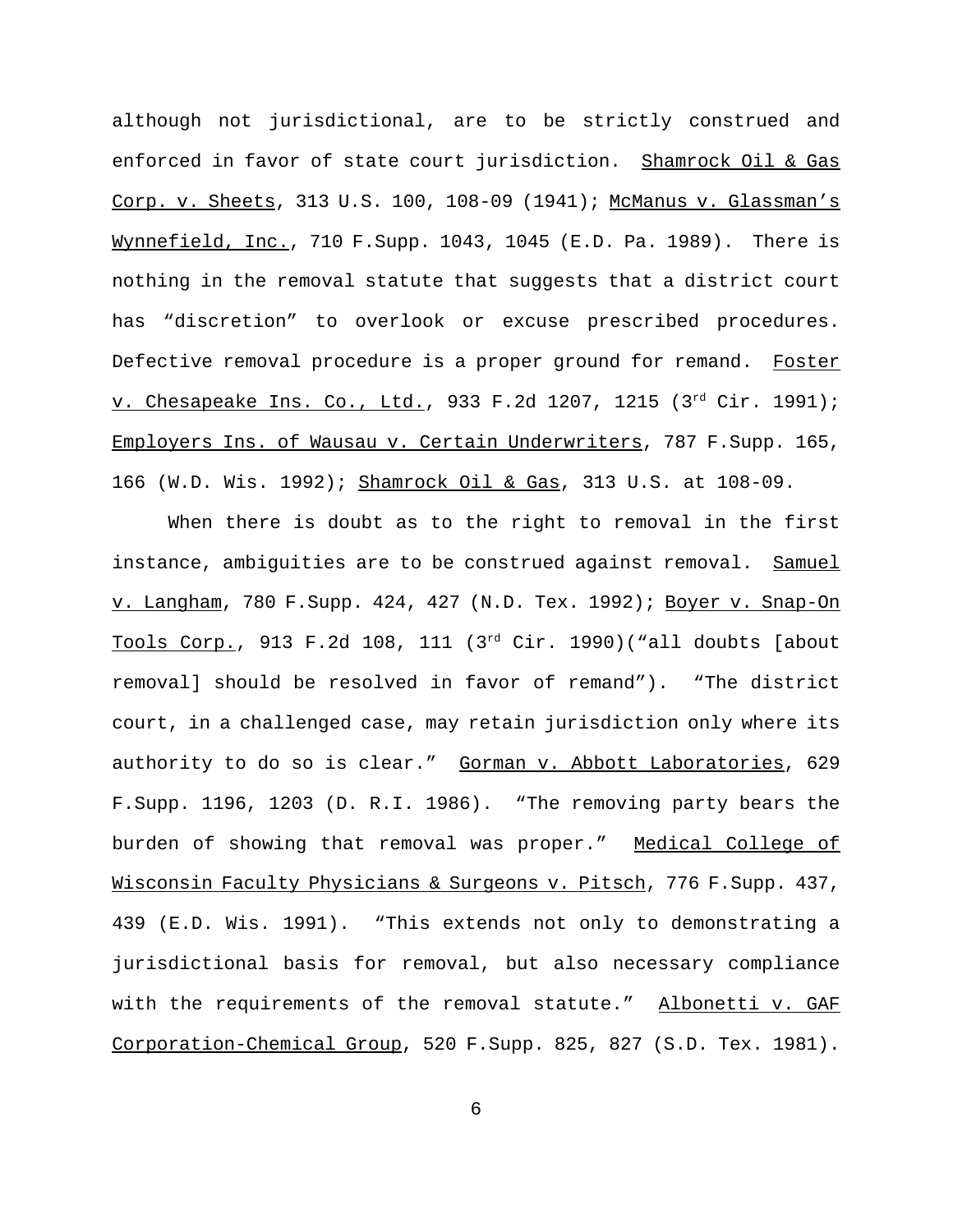although not jurisdictional, are to be strictly construed and enforced in favor of state court jurisdiction. Shamrock Oil & Gas Corp. v. Sheets, 313 U.S. 100, 108-09 (1941); McManus v. Glassman's Wynnefield, Inc., 710 F.Supp. 1043, 1045 (E.D. Pa. 1989). There is nothing in the removal statute that suggests that a district court has "discretion" to overlook or excuse prescribed procedures. Defective removal procedure is a proper ground for remand. Foster v. Chesapeake Ins. Co., Ltd., 933 F.2d 1207, 1215 (3rd Cir. 1991); Employers Ins. of Wausau v. Certain Underwriters, 787 F.Supp. 165, 166 (W.D. Wis. 1992); Shamrock Oil & Gas, 313 U.S. at 108-09.

When there is doubt as to the right to removal in the first instance, ambiguities are to be construed against removal. Samuel v. Langham, 780 F.Supp. 424, 427 (N.D. Tex. 1992); Boyer v. Snap-On Tools Corp., 913 F.2d 108, 111 (3rd Cir. 1990)("all doubts [about removal] should be resolved in favor of remand"). "The district court, in a challenged case, may retain jurisdiction only where its authority to do so is clear." Gorman v. Abbott Laboratories, 629 F.Supp. 1196, 1203 (D. R.I. 1986). "The removing party bears the burden of showing that removal was proper." Medical College of Wisconsin Faculty Physicians & Surgeons v. Pitsch, 776 F.Supp. 437, 439 (E.D. Wis. 1991). "This extends not only to demonstrating a jurisdictional basis for removal, but also necessary compliance with the requirements of the removal statute." Albonetti v. GAF Corporation-Chemical Group, 520 F.Supp. 825, 827 (S.D. Tex. 1981).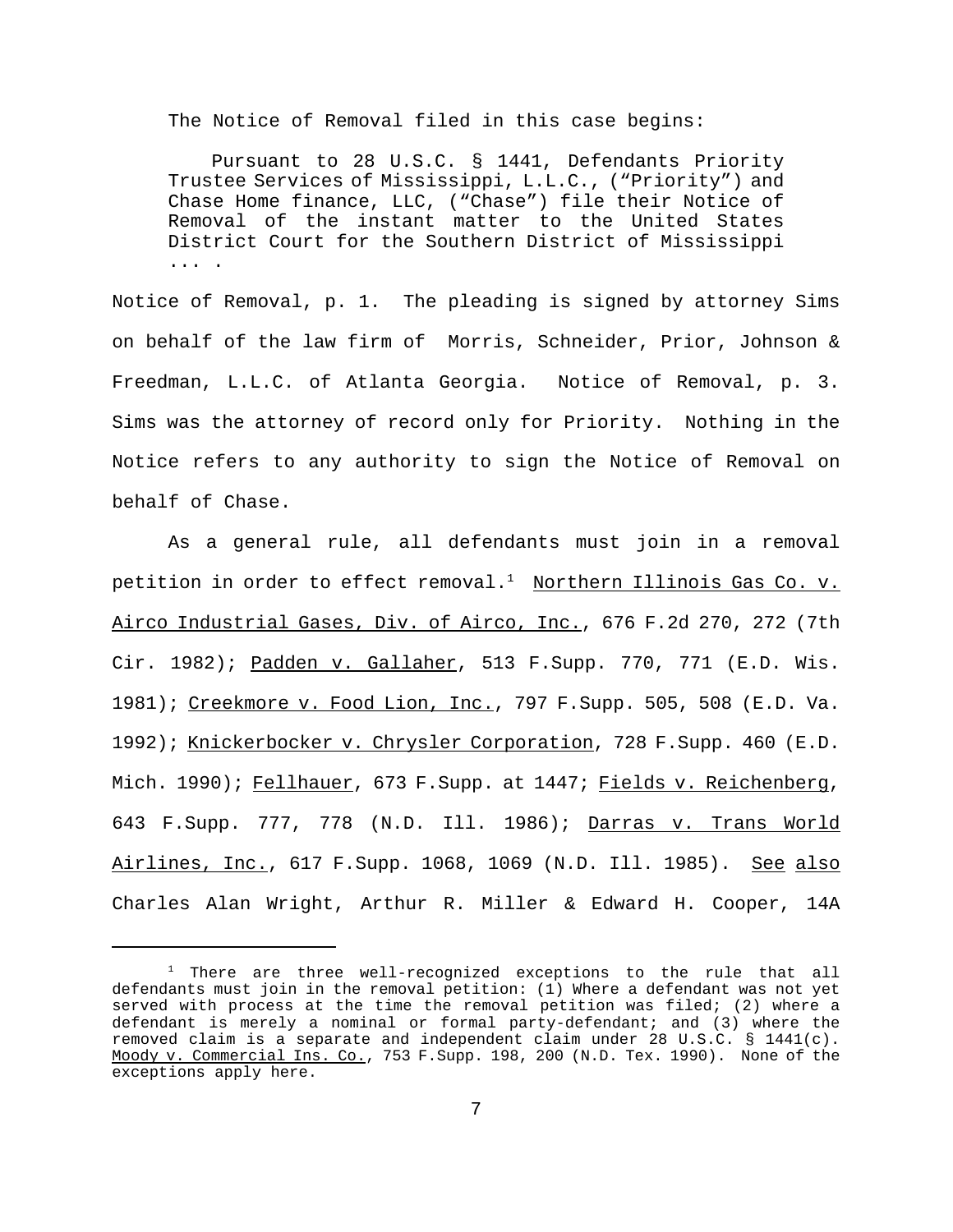The Notice of Removal filed in this case begins:

> Pursuant to 28 U.S.C. § 1441, Defendants Priority Trustee Services of Mississippi, L.L.C., ("Priority") and Chase Home finance, LLC, ("Chase") file their Notice of Removal of the instant matter to the United States District Court for the Southern District of Mississippi ... .

Notice of Removal, p. 1. The pleading is signed by attorney Sims on behalf of the law firm of Morris, Schneider, Prior, Johnson & Freedman, L.L.C. of Atlanta Georgia. Notice of Removal, p. 3. Sims was the attorney of record only for Priority. Nothing in the Notice refers to any authority to sign the Notice of Removal on behalf of Chase.

As a general rule, all defendants must join in a removal petition in order to effect removal.[1] Northern Illinois Gas Co. v. Airco Industrial Gases, Div. of Airco, Inc., 676 F.2d 270, 272 (7th Cir. 1982); Padden v. Gallaher, 513 F.Supp. 770, 771 (E.D. Wis. 1981); Creekmore v. Food Lion, Inc., 797 F.Supp. 505, 508 (E.D. Va. 1992); Knickerbocker v. Chrysler Corporation, 728 F.Supp. 460 (E.D. Mich. 1990); Fellhauer, 673 F.Supp. at 1447; Fields v. Reichenberg, 643 F.Supp. 777, 778 (N.D. Ill. 1986); Darras v. Trans World Airlines, Inc., 617 F.Supp. 1068, 1069 (N.D. Ill. 1985). See also Charles Alan Wright, Arthur R. Miller & Edward H. Cooper, 14A

[1] There are three well-recognized exceptions to the rule that all defendants must join in the removal petition: (1) Where a defendant was not yet served with process at the time the removal petition was filed; (2) where a defendant is merely a nominal or formal party-defendant; and (3) where the removed claim is a separate and independent claim under 28 U.S.C. § 1441(c). Moody v. Commercial Ins. Co., 753 F.Supp. 198, 200 (N.D. Tex. 1990). None of the exceptions apply here.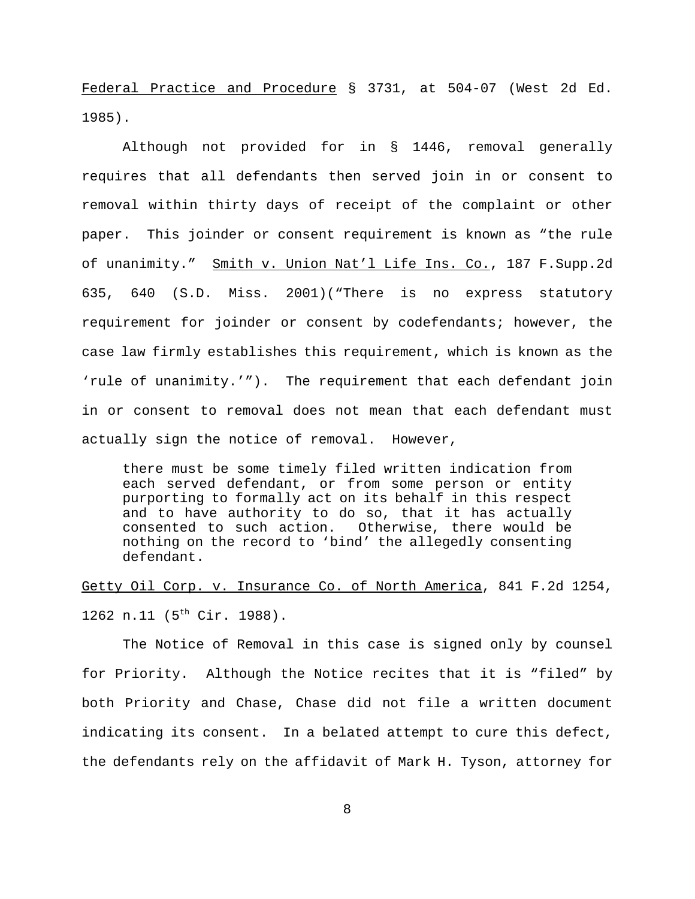Federal Practice and Procedure § 3731, at 504-07 (West 2d Ed. 1985).

Although not provided for in § 1446, removal generally requires that all defendants then served join in or consent to removal within thirty days of receipt of the complaint or other paper. This joinder or consent requirement is known as "the rule of unanimity." Smith v. Union Nat'l Life Ins. Co., 187 F.Supp.2d 635, 640 (S.D. Miss. 2001)("There is no express statutory requirement for joinder or consent by codefendants; however, the case law firmly establishes this requirement, which is known as the 'rule of unanimity.'"). The requirement that each defendant join in or consent to removal does not mean that each defendant must actually sign the notice of removal. However,

> there must be some timely filed written indication from each served defendant, or from some person or entity purporting to formally act on its behalf in this respect and to have authority to do so, that it has actually consented to such action. Otherwise, there would be nothing on the record to 'bind' the allegedly consenting defendant.

Getty Oil Corp. v. Insurance Co. of North America, 841 F.2d 1254, 1262 n.11 (5th Cir. 1988).

The Notice of Removal in this case is signed only by counsel for Priority. Although the Notice recites that it is "filed" by both Priority and Chase, Chase did not file a written document indicating its consent. In a belated attempt to cure this defect, the defendants rely on the affidavit of Mark H. Tyson, attorney for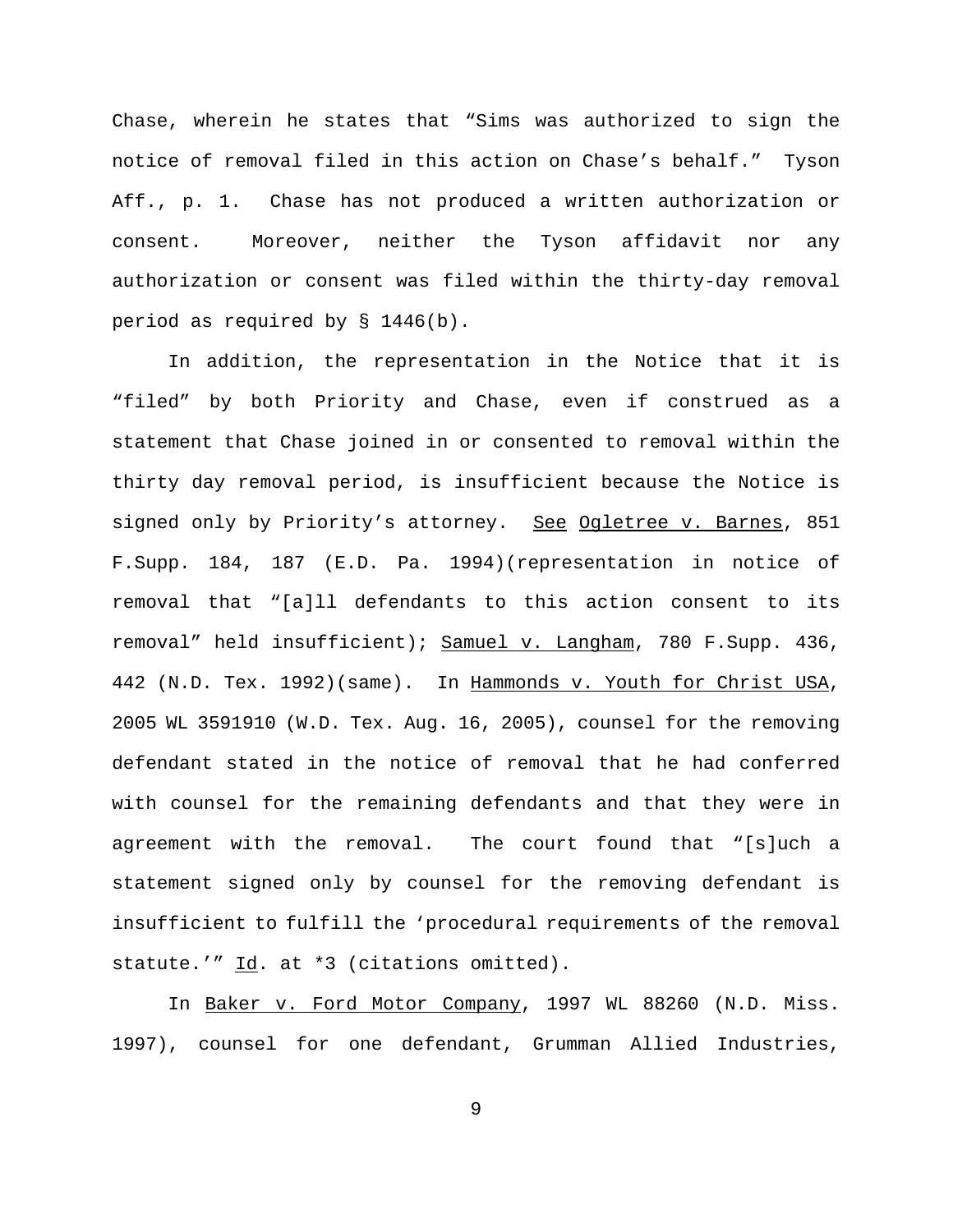Chase, wherein he states that "Sims was authorized to sign the notice of removal filed in this action on Chase's behalf." Tyson Aff., p. 1. Chase has not produced a written authorization or consent. Moreover, neither the Tyson affidavit nor any authorization or consent was filed within the thirty-day removal period as required by § 1446(b).

In addition, the representation in the Notice that it is "filed" by both Priority and Chase, even if construed as a statement that Chase joined in or consented to removal within the thirty day removal period, is insufficient because the Notice is signed only by Priority's attorney. See Ogletree v. Barnes, 851 F.Supp. 184, 187 (E.D. Pa. 1994)(representation in notice of removal that "[a]ll defendants to this action consent to its removal" held insufficient); Samuel v. Langham, 780 F.Supp. 436, 442 (N.D. Tex. 1992)(same). In Hammonds v. Youth for Christ USA, 2005 WL 3591910 (W.D. Tex. Aug. 16, 2005), counsel for the removing defendant stated in the notice of removal that he had conferred with counsel for the remaining defendants and that they were in agreement with the removal. The court found that "[s]uch a statement signed only by counsel for the removing defendant is insufficient to fulfill the 'procedural requirements of the removal statute.'" Id. at *3 (citations omitted).

In Baker v. Ford Motor Company, 1997 WL 88260 (N.D. Miss. 1997), counsel for one defendant, Grumman Allied Industries,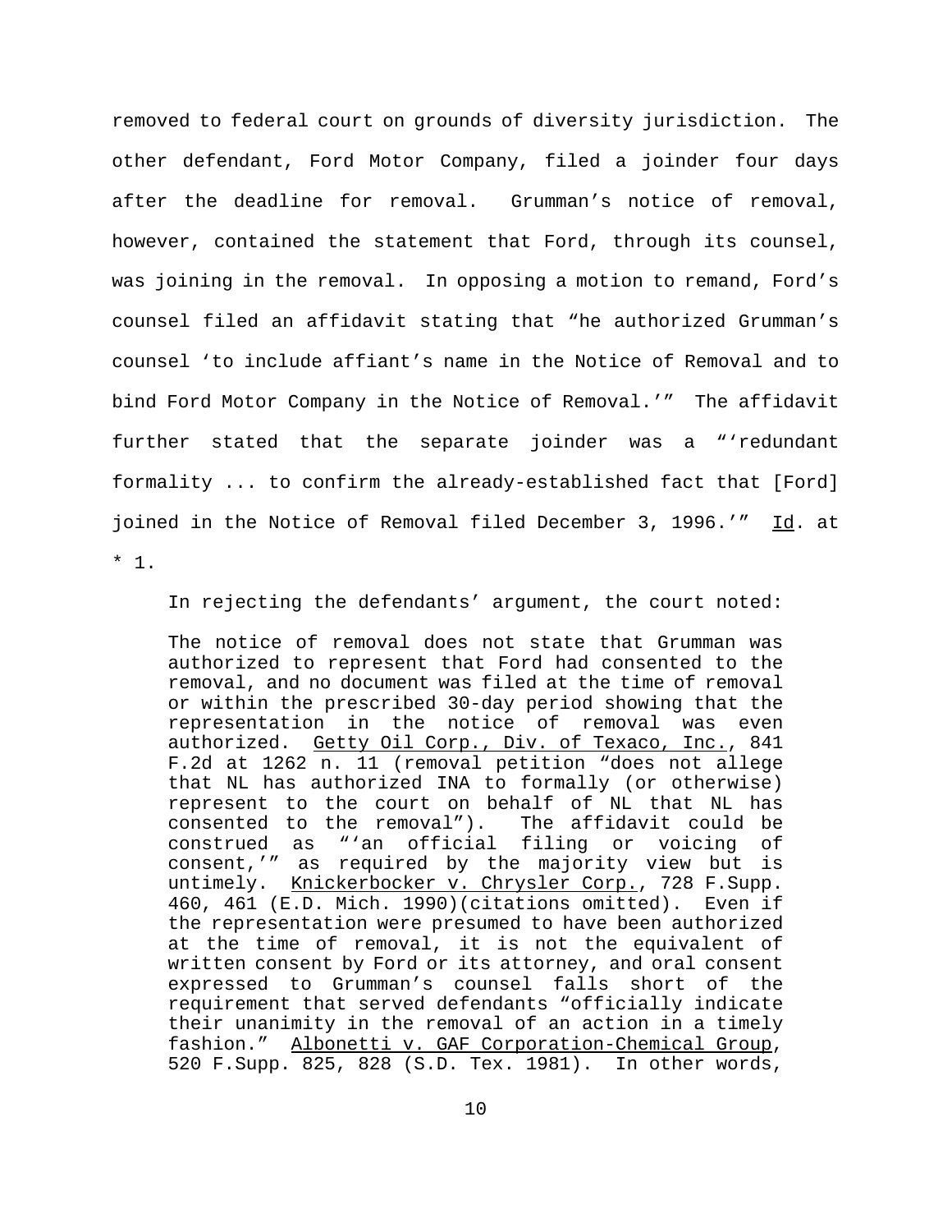removed to federal court on grounds of diversity jurisdiction. The other defendant, Ford Motor Company, filed a joinder four days after the deadline for removal. Grumman's notice of removal, however, contained the statement that Ford, through its counsel, was joining in the removal. In opposing a motion to remand, Ford's counsel filed an affidavit stating that "he authorized Grumman's counsel 'to include affiant's name in the Notice of Removal and to bind Ford Motor Company in the Notice of Removal.'" The affidavit further stated that the separate joinder was a "'redundant formality ... to confirm the already-established fact that [Ford] joined in the Notice of Removal filed December 3, 1996.'" Id. at * 1.

In rejecting the defendants' argument, the court noted:

> The notice of removal does not state that Grumman was authorized to represent that Ford had consented to the removal, and no document was filed at the time of removal or within the prescribed 30-day period showing that the representation in the notice of removal was even authorized. Getty Oil Corp., Div. of Texaco, Inc., 841 F.2d at 1262 n. 11 (removal petition "does not allege that NL has authorized INA to formally (or otherwise) represent to the court on behalf of NL that NL has consented to the removal"). The affidavit could be construed as "'an official filing or voicing of consent,'" as required by the majority view but is untimely. Knickerbocker v. Chrysler Corp., 728 F.Supp. 460, 461 (E.D. Mich. 1990)(citations omitted). Even if the representation were presumed to have been authorized at the time of removal, it is not the equivalent of written consent by Ford or its attorney, and oral consent expressed to Grumman's counsel falls short of the requirement that served defendants "officially indicate their unanimity in the removal of an action in a timely fashion." Albonetti v. GAF Corporation-Chemical Group, 520 F.Supp. 825, 828 (S.D. Tex. 1981). In other words,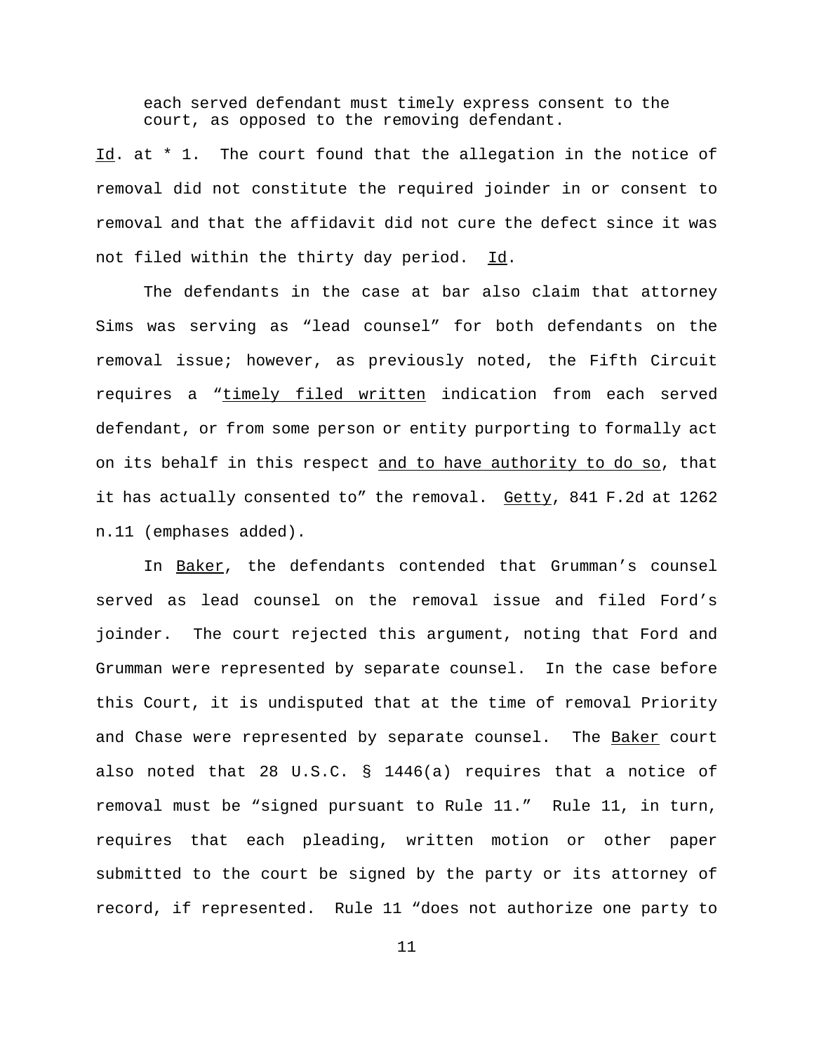> each served defendant must timely express consent to the court, as opposed to the removing defendant.

Id. at * 1. The court found that the allegation in the notice of removal did not constitute the required joinder in or consent to removal and that the affidavit did not cure the defect since it was not filed within the thirty day period. Id.

The defendants in the case at bar also claim that attorney Sims was serving as "lead counsel" for both defendants on the removal issue; however, as previously noted, the Fifth Circuit requires a "timely filed written indication from each served defendant, or from some person or entity purporting to formally act on its behalf in this respect and to have authority to do so, that it has actually consented to" the removal. Getty, 841 F.2d at 1262 n.11 (emphases added).

In Baker, the defendants contended that Grumman's counsel served as lead counsel on the removal issue and filed Ford's joinder. The court rejected this argument, noting that Ford and Grumman were represented by separate counsel. In the case before this Court, it is undisputed that at the time of removal Priority and Chase were represented by separate counsel. The Baker court also noted that 28 U.S.C. § 1446(a) requires that a notice of removal must be "signed pursuant to Rule 11." Rule 11, in turn, requires that each pleading, written motion or other paper submitted to the court be signed by the party or its attorney of record, if represented. Rule 11 "does not authorize one party to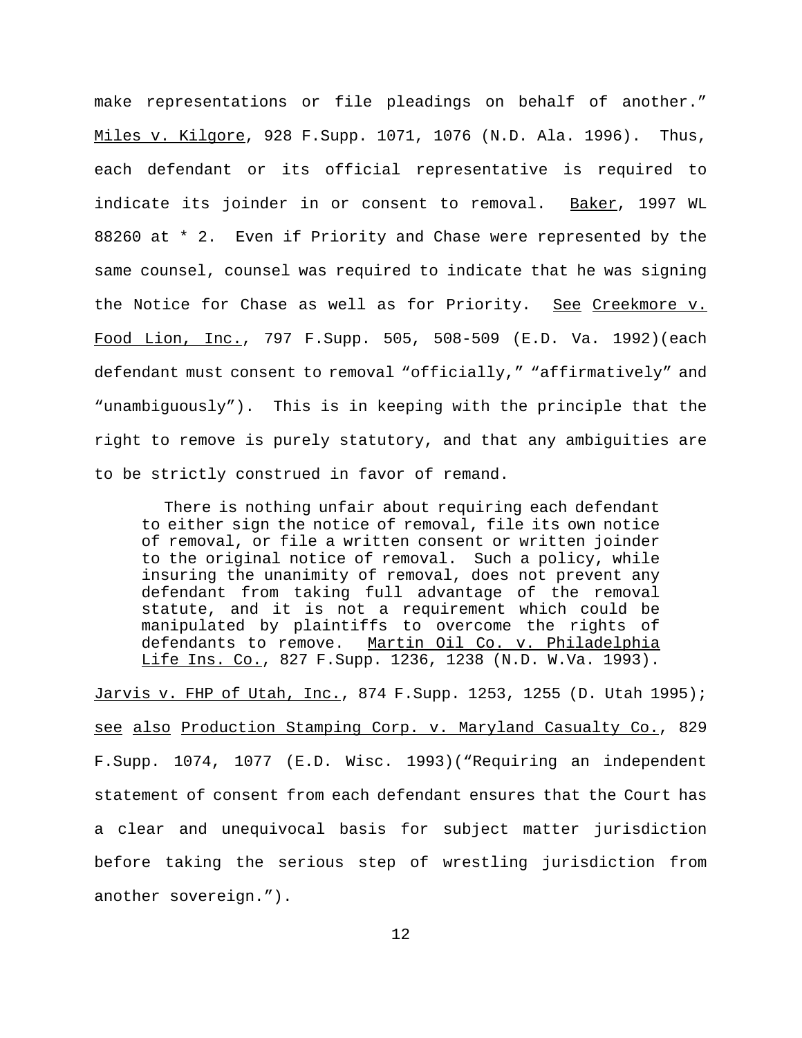make representations or file pleadings on behalf of another." Miles v. Kilgore, 928 F.Supp. 1071, 1076 (N.D. Ala. 1996). Thus, each defendant or its official representative is required to indicate its joinder in or consent to removal. Baker, 1997 WL 88260 at * 2. Even if Priority and Chase were represented by the same counsel, counsel was required to indicate that he was signing the Notice for Chase as well as for Priority. See Creekmore v. Food Lion, Inc., 797 F.Supp. 505, 508-509 (E.D. Va. 1992)(each defendant must consent to removal "officially," "affirmatively" and "unambiguously"). This is in keeping with the principle that the right to remove is purely statutory, and that any ambiguities are to be strictly construed in favor of remand.

> There is nothing unfair about requiring each defendant to either sign the notice of removal, file its own notice of removal, or file a written consent or written joinder to the original notice of removal. Such a policy, while insuring the unanimity of removal, does not prevent any defendant from taking full advantage of the removal statute, and it is not a requirement which could be manipulated by plaintiffs to overcome the rights of defendants to remove. Martin Oil Co. v. Philadelphia Life Ins. Co., 827 F.Supp. 1236, 1238 (N.D. W.Va. 1993).

Jarvis v. FHP of Utah, Inc., 874 F.Supp. 1253, 1255 (D. Utah 1995); see also Production Stamping Corp. v. Maryland Casualty Co., 829 F.Supp. 1074, 1077 (E.D. Wisc. 1993)("Requiring an independent statement of consent from each defendant ensures that the Court has a clear and unequivocal basis for subject matter jurisdiction before taking the serious step of wrestling jurisdiction from another sovereign.").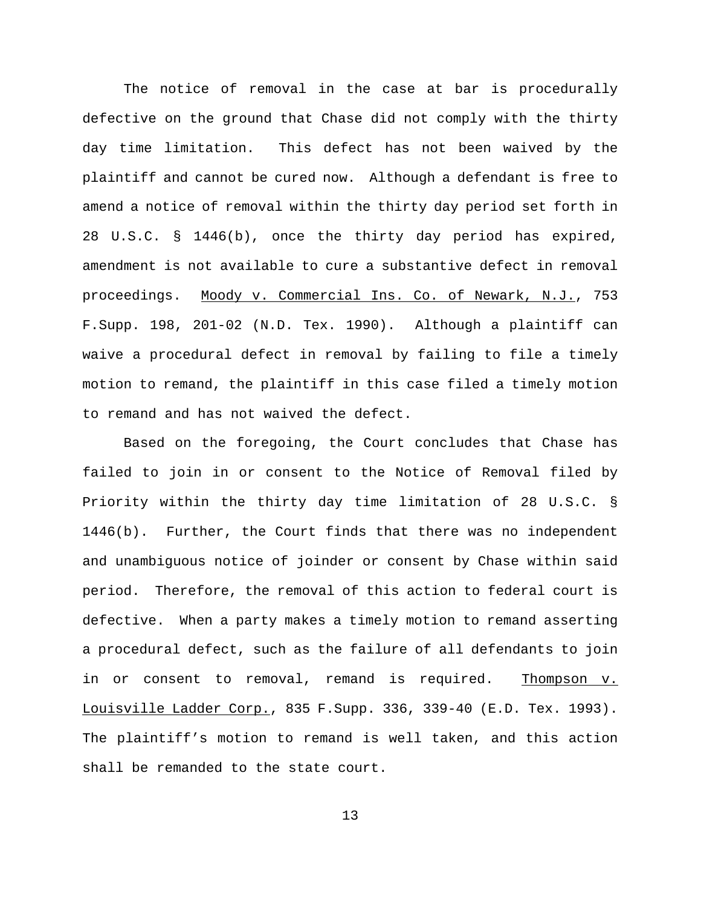The notice of removal in the case at bar is procedurally defective on the ground that Chase did not comply with the thirty day time limitation. This defect has not been waived by the plaintiff and cannot be cured now. Although a defendant is free to amend a notice of removal within the thirty day period set forth in 28 U.S.C. § 1446(b), once the thirty day period has expired, amendment is not available to cure a substantive defect in removal proceedings. Moody v. Commercial Ins. Co. of Newark, N.J., 753 F.Supp. 198, 201-02 (N.D. Tex. 1990). Although a plaintiff can waive a procedural defect in removal by failing to file a timely motion to remand, the plaintiff in this case filed a timely motion to remand and has not waived the defect.

Based on the foregoing, the Court concludes that Chase has failed to join in or consent to the Notice of Removal filed by Priority within the thirty day time limitation of 28 U.S.C. § 1446(b). Further, the Court finds that there was no independent and unambiguous notice of joinder or consent by Chase within said period. Therefore, the removal of this action to federal court is defective. When a party makes a timely motion to remand asserting a procedural defect, such as the failure of all defendants to join in or consent to removal, remand is required. Thompson v. Louisville Ladder Corp., 835 F.Supp. 336, 339-40 (E.D. Tex. 1993). The plaintiff's motion to remand is well taken, and this action shall be remanded to the state court.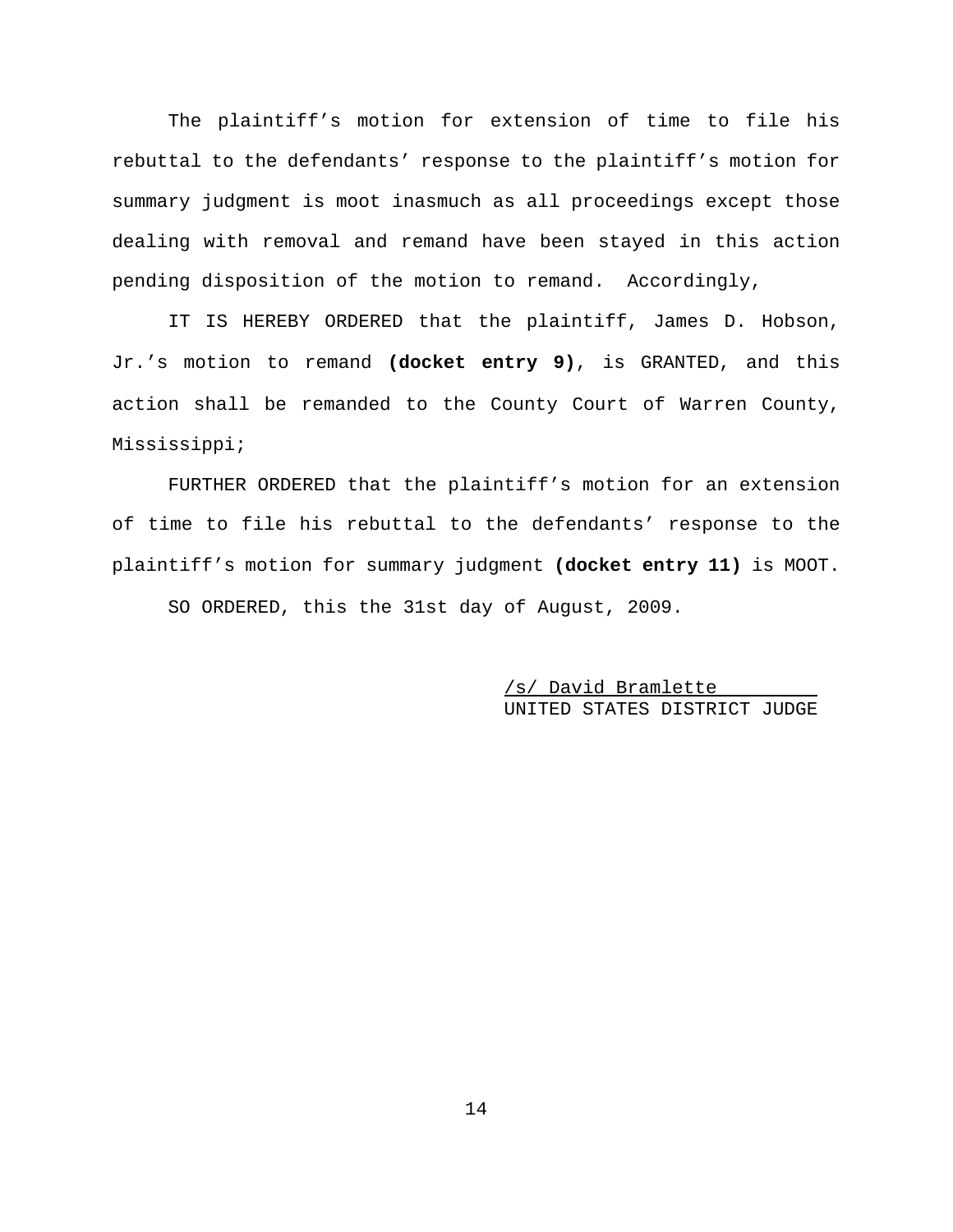The plaintiff's motion for extension of time to file his rebuttal to the defendants' response to the plaintiff's motion for summary judgment is moot inasmuch as all proceedings except those dealing with removal and remand have been stayed in this action pending disposition of the motion to remand. Accordingly,

IT IS HEREBY ORDERED that the plaintiff, James D. Hobson, Jr.'s motion to remand **(docket entry 9)**, is GRANTED, and this action shall be remanded to the County Court of Warren County, Mississippi;

FURTHER ORDERED that the plaintiff's motion for an extension of time to file his rebuttal to the defendants' response to the plaintiff's motion for summary judgment **(docket entry 11)** is MOOT.

SO ORDERED, this the 31st day of August, 2009.

/s/ David Bramlette
UNITED STATES DISTRICT JUDGE